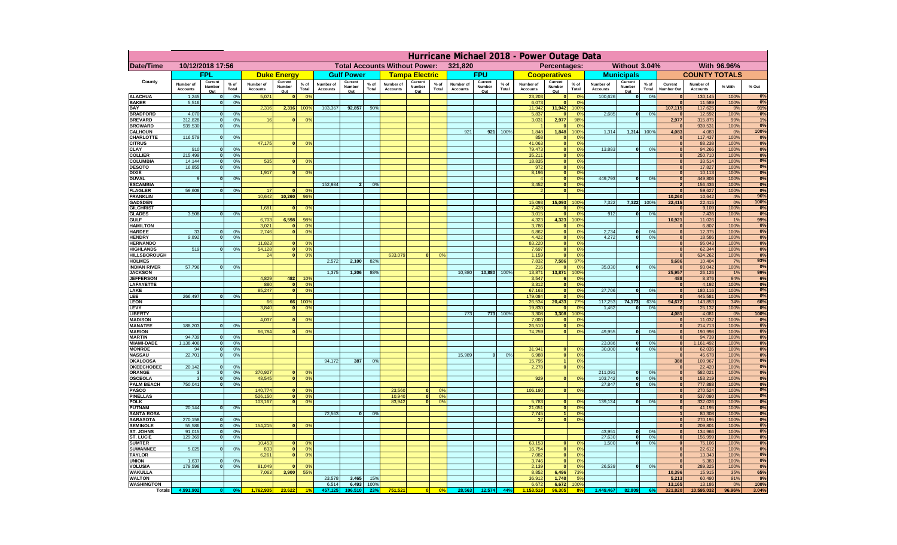# Hurricane Michael 2018 - Power Outage Data

| Date/Time | 10/12/2018 17:56 | | | | | | | | | Total Accounts Without Power: | | | 321,820 | | | | | Percentages: | | | Without 3.04% | | | With 96.96% | |
|---|---|---|---|---|---|---|---|---|---|---|---|---|---|---|---|---|---|---|---|---|---|---|---|---|---|
| County | FPL | | | Duke Energy | | | Gulf Power | | | Tampa Electric | | | FPU | | | Cooperatives | | | Municipals | | | COUNTY TOTALS | | | |
| | Number of Accounts | Current Number Out | % of Total | Number of Accounts | Current Number Out | % of Total | Number of Accounts | Current Number Out | % of Total | Number of Accounts | Current Number Out | % of Total | Number of Accounts | Current Number Out | % of Total | Number of Accounts | Current Number Out | % of Total | Number of Accounts | Current Number Out | % of Total | Current Number Out | Number of Accounts | % With | % Out |
| ALACHUA | 1,245 | 0 | 0% | 5,071 | 0 | 0% | | | | | | | | | | 23,203 | 0 | 0% | 100,626 | 0 | 0% | 0 | 130,145 | 100% | 0% |
| BAKER | 5,516 | 0 | 0% | | | | | | | | | | | | | 6,073 | 0 | 0% | | | | 0 | 11,589 | 100% | 0% |
| BAY | | | | 2,316 | 2,316 | 100% | 103,367 | 92,857 | 90% | | | | | | | 11,942 | 11,942 | 100% | | | | 107,115 | 117,625 | 9% | 91% |
| BRADFORD | 4,070 | 0 | 0% | | | | | | | | | | | | | 5,837 | 0 | 0% | 2,685 | 0 | 0% | 0 | 12,592 | 100% | 0% |
| BREVARD | 312,828 | 0 | 0% | 16 | 0 | 0% | | | | | | | | | | 3,031 | 2,977 | 98% | | | | 2,977 | 315,875 | 99% | 1% |
| BROWARD | 939,530 | 0 | 0% | | | | | | | | | | | | | 1 | 0 | 0% | | | | 0 | 939,531 | 100% | 0% |
| CALHOUN | | | | | | | | | | | | | 921 | 921 | 100% | 1,848 | 1,848 | 100% | 1,314 | 1,314 | 100% | 4,083 | 4,083 | 0% | 100% |
| CHARLOTTE | 116,579 | 0 | 0% | | | | | | | | | | | | | 858 | 0 | 0% | | | | 0 | 117,437 | 100% | 0% |
| CITRUS | | | | 47,175 | 0 | 0% | | | | | | | | | | 41,063 | 0 | 0% | | | | 0 | 88,238 | 100% | 0% |
| CLAY | 910 | 0 | 0% | | | | | | | | | | | | | 79,473 | 0 | 0% | 13,883 | 0 | 0% | 0 | 94,266 | 100% | 0% |
| COLLIER | 215,499 | 0 | 0% | | | | | | | | | | | | | 35,211 | 0 | 0% | | | | 0 | 250,710 | 100% | 0% |
| COLUMBIA | 14,144 | 0 | 0% | 535 | 0 | 0% | | | | | | | | | | 18,835 | 0 | 0% | | | | 0 | 33,514 | 100% | 0% |
| DESOTO | 16,855 | 0 | 0% | | | | | | | | | | | | | 972 | 0 | 0% | | | | 0 | 17,827 | 100% | 0% |
| DIXIE | | | | 1,917 | 0 | 0% | | | | | | | | | | 8,196 | 0 | 0% | | | | 0 | 10,113 | 100% | 0% |
| DUVAL | 9 | 0 | 0% | | | | | | | | | | | | | 4 | 0 | 0% | 449,793 | 0 | 0% | 0 | 449,806 | 100% | 0% |
| ESCAMBIA | | | | | | | 152,984 | 2 | 0% | | | | | | | 3,452 | 0 | 0% | | | | 2 | 156,436 | 100% | 0% |
| FLAGLER | 59,608 | 0 | 0% | 17 | 0 | 0% | | | | | | | | | | 2 | 0 | 0% | | | | 0 | 59,627 | 100% | 0% |
| FRANKLIN | | | | 10,642 | 10,260 | 96% | | | | | | | | | | | | | | | | 10,260 | 10,642 | 4% | 96% |
| GADSDEN | | | | | | | | | | | | | | | | 15,093 | 15,093 | 100% | 7,322 | 7,322 | 100% | 22,415 | 22,415 | 0% | 100% |
| GILCHRIST | | | | 1,681 | 0 | 0% | | | | | | | | | | 7,428 | 0 | 0% | | | | 0 | 9,109 | 100% | 0% |
| GLADES | 3,508 | 0 | 0% | | | | | | | | | | | | | 3,015 | 0 | 0% | 912 | 0 | 0% | 0 | 7,435 | 100% | 0% |
| GULF | | | | 6,703 | 6,598 | 98% | | | | | | | | | | 4,323 | 4,323 | 100% | | | | 10,921 | 11,026 | 1% | 99% |
| HAMILTON | | | | 3,021 | 0 | 0% | | | | | | | | | | 3,786 | 0 | 0% | | | | 0 | 6,807 | 100% | 0% |
| HARDEE | 33 | 0 | 0% | 2,746 | 0 | 0% | | | | | | | | | | 6,862 | 0 | 0% | 2,734 | 0 | 0% | 0 | 12,375 | 100% | 0% |
| HENDRY | 9,892 | 0 | 0% | | | | | | | | | | | | | 4,422 | 0 | 0% | 4,272 | 0 | 0% | 0 | 18,586 | 100% | 0% |
| HERNANDO | | | | 11,823 | 0 | 0% | | | | | | | | | | 83,220 | 0 | 0% | | | | 0 | 95,043 | 100% | 0% |
| HIGHLANDS | 519 | 0 | 0% | 54,128 | 0 | 0% | | | | | | | | | | 7,697 | 0 | 0% | | | | 0 | 62,344 | 100% | 0% |
| HILLSBOROUGH | | | | 24 | 0 | 0% | | | | 633,079 | 0 | 0% | | | | 1,159 | 0 | 0% | | | | 0 | 634,262 | 100% | 0% |
| HOLMES | | | | | | | 2,572 | 2,100 | 82% | | | | | | | 7,832 | 7,586 | 97% | | | | 9,686 | 10,404 | 7% | 93% |
| INDIAN RIVER | 57,796 | 0 | 0% | | | | | | | | | | | | | 216 | 0 | 0% | 35,030 | 0 | 0% | 0 | 93,042 | 100% | 0% |
| JACKSON | | | | | | | 1,375 | 1,206 | 88% | | | | 10,880 | 10,880 | 100% | 13,871 | 13,871 | 100% | | | | 25,957 | 26,126 | 1% | 99% |
| JEFFERSON | | | | 4,829 | 482 | 10% | | | | | | | | | | 3,547 | 6 | 0% | | | | 488 | 8,376 | 94% | 6% |
| LAFAYETTE | | | | 880 | 0 | 0% | | | | | | | | | | 3,312 | 0 | 0% | | | | 0 | 4,192 | 100% | 0% |
| LAKE | | | | 85,247 | 0 | 0% | | | | | | | | | | 67,163 | 0 | 0% | 27,706 | 0 | 0% | 0 | 180,116 | 100% | 0% |
| LEE | 266,497 | 0 | 0% | | | | | | | | | | | | | 179,084 | 0 | 0% | | | | 0 | 445,581 | 100% | 0% |
| LEON | | | | 66 | 66 | 100% | | | | | | | | | | 26,534 | 20,433 | 77% | 117,253 | 74,173 | 63% | 94,672 | 143,853 | 34% | 66% |
| LEVY | | | | 3,840 | 0 | 0% | | | | | | | | | | 19,830 | 0 | 0% | 1,462 | 0 | 0% | 0 | 25,132 | 100% | 0% |
| LIBERTY | | | | | | | | | | | | | 773 | 773 | 100% | 3,308 | 3,308 | 100% | | | | 4,081 | 4,081 | 0% | 100% |
| MADISON | | | | 4,037 | 0 | 0% | | | | | | | | | | 7,000 | 0 | 0% | | | | 0 | 11,037 | 100% | 0% |
| MANATEE | 188,203 | 0 | 0% | | | | | | | | | | | | | 26,510 | 0 | 0% | | | | 0 | 214,713 | 100% | 0% |
| MARION | | | | 66,784 | 0 | 0% | | | | | | | | | | 74,259 | 0 | 0% | 49,955 | 0 | 0% | 0 | 190,998 | 100% | 0% |
| MARTIN | 94,739 | 0 | 0% | | | | | | | | | | | | | | | | | | | 0 | 94,739 | 100% | 0% |
| MIAMI-DADE | 1,138,406 | 0 | 0% | | | | | | | | | | | | | | | | 23,086 | 0 | 0% | 0 | 1,161,492 | 100% | 0% |
| MONROE | 94 | 0 | 0% | | | | | | | | | | | | | 31,941 | 0 | 0% | 30,000 | 0 | 0% | 0 | 62,035 | 100% | 0% |
| NASSAU | 22,701 | 0 | 0% | | | | | | | | | | 15,989 | 0 | 0% | 6,988 | 0 | 0% | | | | 0 | 45,678 | 100% | 0% |
| OKALOOSA | | | | | | | 94,172 | 387 | 0% | | | | | | | 15,795 | 1 | 0% | | | | 388 | 109,967 | 100% | 0% |
| OKEECHOBEE | 20,142 | 0 | 0% | | | | | | | | | | | | | 2,278 | 0 | 0% | | | | 0 | 22,420 | 100% | 0% |
| ORANGE | 3 | 0 | 0% | 370,927 | 0 | 0% | | | | | | | | | | | | | 211,091 | 0 | 0% | 0 | 582,021 | 100% | 0% |
| OSCEOLA | 3 | 0 | 0% | 48,545 | 0 | 0% | | | | | | | | | | 929 | 0 | 0% | 103,742 | 0 | 0% | 0 | 153,219 | 100% | 0% |
| PALM BEACH | 750,041 | 0 | 0% | | | | | | | | | | | | | | | | 27,847 | 0 | 0% | 0 | 777,888 | 100% | 0% |
| PASCO | | | | 140,774 | 0 | 0% | | | | 23,560 | 0 | 0% | | | | 106,190 | 0 | 0% | | | | 0 | 270,524 | 100% | 0% |
| PINELLAS | | | | 526,150 | 0 | 0% | | | | 10,940 | 0 | 0% | | | | | | | | | | 0 | 537,090 | 100% | 0% |
| POLK | | | | 103,167 | 0 | 0% | | | | 83,942 | 0 | 0% | | | | 5,783 | 0 | 0% | 139,134 | 0 | 0% | 0 | 332,026 | 100% | 0% |
| PUTNAM | 20,144 | 0 | 0% | | | | | | | | | | | | | 21,051 | 0 | 0% | | | | 0 | 41,195 | 100% | 0% |
| SANTA ROSA | | | | | | | 72,563 | 0 | 0% | | | | | | | 7,745 | 1 | 0% | | | | 1 | 80,308 | 100% | 0% |
| SARASOTA | 270,158 | 0 | 0% | | | | | | | | | | | | | 37 | 0 | 0% | | | | 0 | 270,195 | 100% | 0% |
| SEMINOLE | 55,586 | 0 | 0% | 154,215 | 0 | 0% | | | | | | | | | | | | | | | | 0 | 209,801 | 100% | 0% |
| ST. JOHNS | 91,015 | 0 | 0% | | | | | | | | | | | | | | | | 43,951 | 0 | 0% | 0 | 134,966 | 100% | 0% |
| ST. LUCIE | 129,369 | 0 | 0% | | | | | | | | | | | | | | | | 27,630 | 0 | 0% | 0 | 156,999 | 100% | 0% |
| SUMTER | | | | 10,453 | 0 | 0% | | | | | | | | | | 63,153 | 0 | 0% | 1,500 | 0 | 0% | 0 | 75,106 | 100% | 0% |
| SUWANNEE | 5,025 | 0 | 0% | 833 | 0 | 0% | | | | | | | | | | 16,754 | 0 | 0% | | | | 0 | 22,612 | 100% | 0% |
| TAYLOR | | | | 6,261 | 0 | 0% | | | | | | | | | | 7,082 | 0 | 0% | | | | 0 | 13,343 | 100% | 0% |
| UNION | 1,637 | 0 | 0% | | | | | | | | | | | | | 3,746 | 0 | 0% | | | | 0 | 5,383 | 100% | 0% |
| VOLUSIA | 179,598 | 0 | 0% | 81,049 | 0 | 0% | | | | | | | | | | 2,139 | 0 | 0% | 26,539 | 0 | 0% | 0 | 289,325 | 100% | 0% |
| WAKULLA | | | | 7,063 | 3,900 | 55% | | | | | | | | | | 8,852 | 6,496 | 73% | | | | 10,396 | 15,915 | 35% | 65% |
| WALTON | | | | | | | 23,578 | 3,465 | 15% | | | | | | | 36,912 | 1,748 | 5% | | | | 5,213 | 60,490 | 91% | 9% |
| WASHINGTON | | | | | | | 6,514 | 6,493 | 100% | | | | | | | 6,672 | 6,672 | 100% | | | | 13,165 | 13,186 | 0% | 100% |
| Totals | 4,991,902 | 0 | 0% | 1,762,935 | 23,622 | 1% | 457,125 | 106,510 | 23% | 751,521 | 0 | 0% | 28,563 | 12,574 | 44% | 1,153,519 | 96,305 | 8% | 1,449,467 | 82,809 | 6% | 321,820 | 10,595,032 | 96.96% | 3.04% |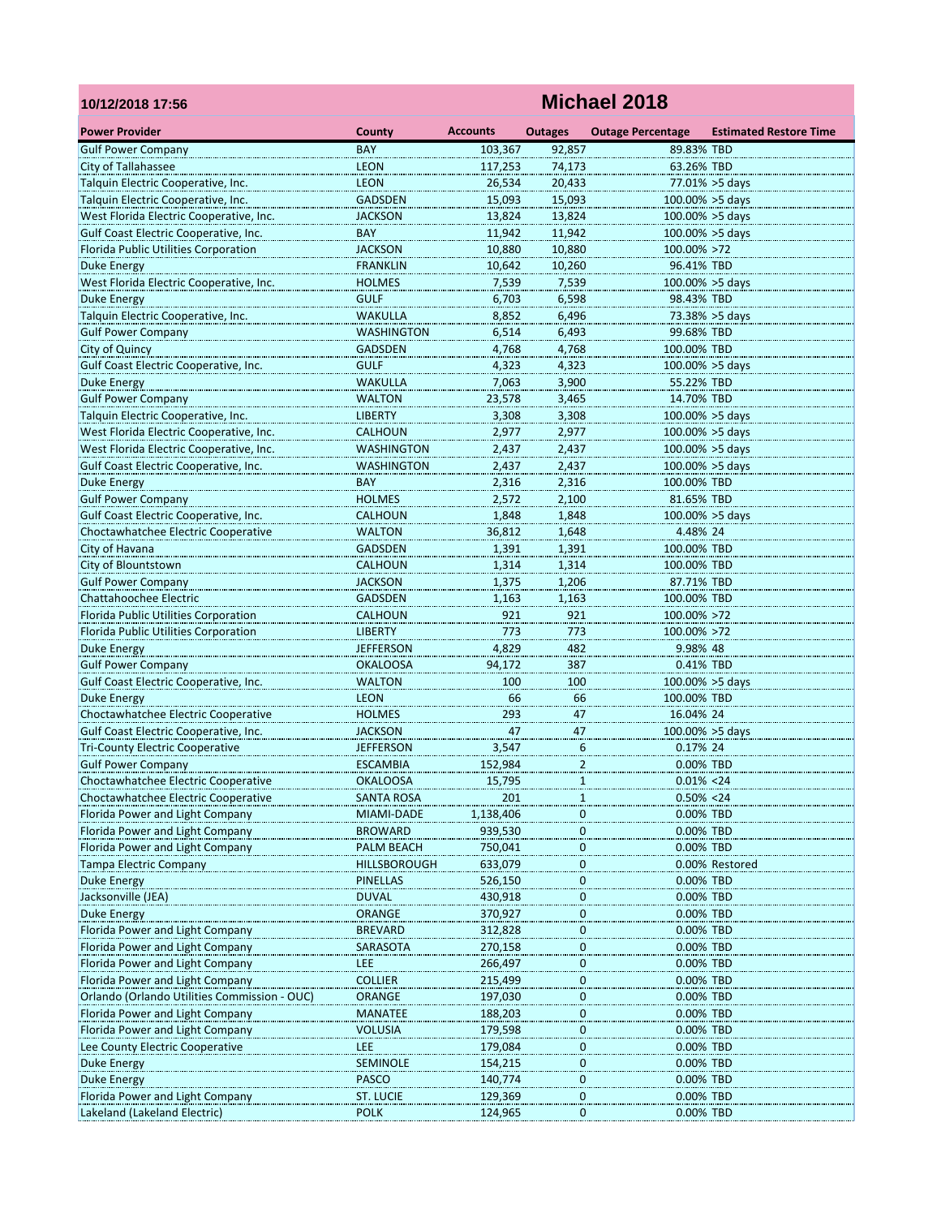| 10/12/2018 17:56 | Michael 2018 | | | | |
|---|---|---|---|---|---|
| **Power Provider** | **County** | **Accounts** | **Outages** | **Outage Percentage** | **Estimated Restore Time** |
| Gulf Power Company | BAY | 103,367 | 92,857 | 89.83% | TBD |
| City of Tallahassee | LEON | 117,253 | 74,173 | 63.26% | TBD |
| Talquin Electric Cooperative, Inc. | LEON | 26,534 | 20,433 | 77.01% | >5 days |
| Talquin Electric Cooperative, Inc. | GADSDEN | 15,093 | 15,093 | 100.00% | >5 days |
| West Florida Electric Cooperative, Inc. | JACKSON | 13,824 | 13,824 | 100.00% | >5 days |
| Gulf Coast Electric Cooperative, Inc. | BAY | 11,942 | 11,942 | 100.00% | >5 days |
| Florida Public Utilities Corporation | JACKSON | 10,880 | 10,880 | 100.00% | >72 |
| Duke Energy | FRANKLIN | 10,642 | 10,260 | 96.41% | TBD |
| West Florida Electric Cooperative, Inc. | HOLMES | 7,539 | 7,539 | 100.00% | >5 days |
| Duke Energy | GULF | 6,703 | 6,598 | 98.43% | TBD |
| Talquin Electric Cooperative, Inc. | WAKULLA | 8,852 | 6,496 | 73.38% | >5 days |
| Gulf Power Company | WASHINGTON | 6,514 | 6,493 | 99.68% | TBD |
| City of Quincy | GADSDEN | 4,768 | 4,768 | 100.00% | TBD |
| Gulf Coast Electric Cooperative, Inc. | GULF | 4,323 | 4,323 | 100.00% | >5 days |
| Duke Energy | WAKULLA | 7,063 | 3,900 | 55.22% | TBD |
| Gulf Power Company | WALTON | 23,578 | 3,465 | 14.70% | TBD |
| Talquin Electric Cooperative, Inc. | LIBERTY | 3,308 | 3,308 | 100.00% | >5 days |
| West Florida Electric Cooperative, Inc. | CALHOUN | 2,977 | 2,977 | 100.00% | >5 days |
| West Florida Electric Cooperative, Inc. | WASHINGTON | 2,437 | 2,437 | 100.00% | >5 days |
| Gulf Coast Electric Cooperative, Inc. | WASHINGTON | 2,437 | 2,437 | 100.00% | >5 days |
| Duke Energy | BAY | 2,316 | 2,316 | 100.00% | TBD |
| Gulf Power Company | HOLMES | 2,572 | 2,100 | 81.65% | TBD |
| Gulf Coast Electric Cooperative, Inc. | CALHOUN | 1,848 | 1,848 | 100.00% | >5 days |
| Choctawhatchee Electric Cooperative | WALTON | 36,812 | 1,648 | 4.48% | 24 |
| City of Havana | GADSDEN | 1,391 | 1,391 | 100.00% | TBD |
| City of Blountstown | CALHOUN | 1,314 | 1,314 | 100.00% | TBD |
| Gulf Power Company | JACKSON | 1,375 | 1,206 | 87.71% | TBD |
| Chattahoochee Electric | GADSDEN | 1,163 | 1,163 | 100.00% | TBD |
| Florida Public Utilities Corporation | CALHOUN | 921 | 921 | 100.00% | >72 |
| Florida Public Utilities Corporation | LIBERTY | 773 | 773 | 100.00% | >72 |
| Duke Energy | JEFFERSON | 4,829 | 482 | 9.98% | 48 |
| Gulf Power Company | OKALOOSA | 94,172 | 387 | 0.41% | TBD |
| Gulf Coast Electric Cooperative, Inc. | WALTON | 100 | 100 | 100.00% | >5 days |
| Duke Energy | LEON | 66 | 66 | 100.00% | TBD |
| Choctawhatchee Electric Cooperative | HOLMES | 293 | 47 | 16.04% | 24 |
| Gulf Coast Electric Cooperative, Inc. | JACKSON | 47 | 47 | 100.00% | >5 days |
| Tri-County Electric Cooperative | JEFFERSON | 3,547 | 6 | 0.17% | 24 |
| Gulf Power Company | ESCAMBIA | 152,984 | 2 | 0.00% | TBD |
| Choctawhatchee Electric Cooperative | OKALOOSA | 15,795 | 1 | 0.01% | <24 |
| Choctawhatchee Electric Cooperative | SANTA ROSA | 201 | 1 | 0.50% | <24 |
| Florida Power and Light Company | MIAMI-DADE | 1,138,406 | 0 | 0.00% | TBD |
| Florida Power and Light Company | BROWARD | 939,530 | 0 | 0.00% | TBD |
| Florida Power and Light Company | PALM BEACH | 750,041 | 0 | 0.00% | TBD |
| Tampa Electric Company | HILLSBOROUGH | 633,079 | 0 | 0.00% | Restored |
| Duke Energy | PINELLAS | 526,150 | 0 | 0.00% | TBD |
| Jacksonville (JEA) | DUVAL | 430,918 | 0 | 0.00% | TBD |
| Duke Energy | ORANGE | 370,927 | 0 | 0.00% | TBD |
| Florida Power and Light Company | BREVARD | 312,828 | 0 | 0.00% | TBD |
| Florida Power and Light Company | SARASOTA | 270,158 | 0 | 0.00% | TBD |
| Florida Power and Light Company | LEE | 266,497 | 0 | 0.00% | TBD |
| Florida Power and Light Company | COLLIER | 215,499 | 0 | 0.00% | TBD |
| Orlando (Orlando Utilities Commission - OUC) | ORANGE | 197,030 | 0 | 0.00% | TBD |
| Florida Power and Light Company | MANATEE | 188,203 | 0 | 0.00% | TBD |
| Florida Power and Light Company | VOLUSIA | 179,598 | 0 | 0.00% | TBD |
| Lee County Electric Cooperative | LEE | 179,084 | 0 | 0.00% | TBD |
| Duke Energy | SEMINOLE | 154,215 | 0 | 0.00% | TBD |
| Duke Energy | PASCO | 140,774 | 0 | 0.00% | TBD |
| Florida Power and Light Company | ST. LUCIE | 129,369 | 0 | 0.00% | TBD |
| Lakeland (Lakeland Electric) | POLK | 124,965 | 0 | 0.00% | TBD |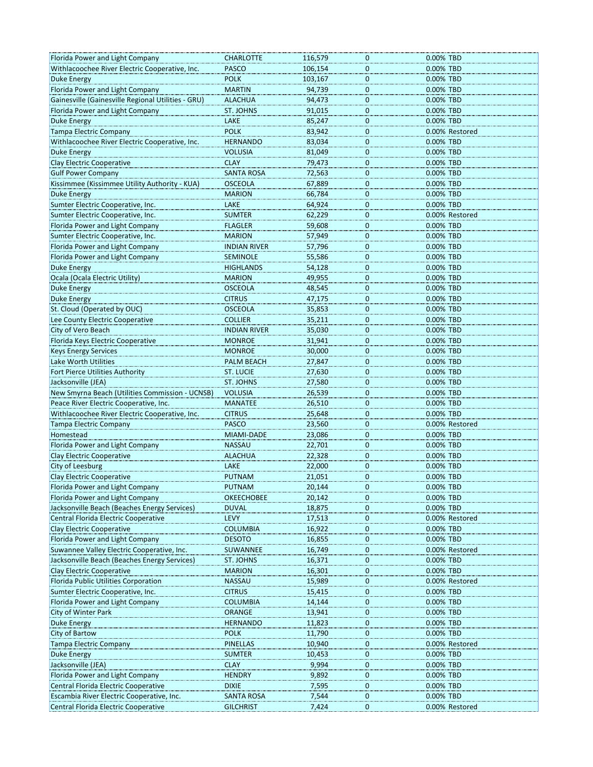| | | | | | |
|---|---|---|---|---|---|
| Florida Power and Light Company | CHARLOTTE | 116,579 | 0 | 0.00% | TBD |
| Withlacoochee River Electric Cooperative, Inc. | PASCO | 106,154 | 0 | 0.00% | TBD |
| Duke Energy | POLK | 103,167 | 0 | 0.00% | TBD |
| Florida Power and Light Company | MARTIN | 94,739 | 0 | 0.00% | TBD |
| Gainesville (Gainesville Regional Utilities - GRU) | ALACHUA | 94,473 | 0 | 0.00% | TBD |
| Florida Power and Light Company | ST. JOHNS | 91,015 | 0 | 0.00% | TBD |
| Duke Energy | LAKE | 85,247 | 0 | 0.00% | TBD |
| Tampa Electric Company | POLK | 83,942 | 0 | 0.00% | Restored |
| Withlacoochee River Electric Cooperative, Inc. | HERNANDO | 83,034 | 0 | 0.00% | TBD |
| Duke Energy | VOLUSIA | 81,049 | 0 | 0.00% | TBD |
| Clay Electric Cooperative | CLAY | 79,473 | 0 | 0.00% | TBD |
| Gulf Power Company | SANTA ROSA | 72,563 | 0 | 0.00% | TBD |
| Kissimmee (Kissimmee Utility Authority - KUA) | OSCEOLA | 67,889 | 0 | 0.00% | TBD |
| Duke Energy | MARION | 66,784 | 0 | 0.00% | TBD |
| Sumter Electric Cooperative, Inc. | LAKE | 64,924 | 0 | 0.00% | TBD |
| Sumter Electric Cooperative, Inc. | SUMTER | 62,229 | 0 | 0.00% | Restored |
| Florida Power and Light Company | FLAGLER | 59,608 | 0 | 0.00% | TBD |
| Sumter Electric Cooperative, Inc. | MARION | 57,949 | 0 | 0.00% | TBD |
| Florida Power and Light Company | INDIAN RIVER | 57,796 | 0 | 0.00% | TBD |
| Florida Power and Light Company | SEMINOLE | 55,586 | 0 | 0.00% | TBD |
| Duke Energy | HIGHLANDS | 54,128 | 0 | 0.00% | TBD |
| Ocala (Ocala Electric Utility) | MARION | 49,955 | 0 | 0.00% | TBD |
| Duke Energy | OSCEOLA | 48,545 | 0 | 0.00% | TBD |
| Duke Energy | CITRUS | 47,175 | 0 | 0.00% | TBD |
| St. Cloud (Operated by OUC) | OSCEOLA | 35,853 | 0 | 0.00% | TBD |
| Lee County Electric Cooperative | COLLIER | 35,211 | 0 | 0.00% | TBD |
| City of Vero Beach | INDIAN RIVER | 35,030 | 0 | 0.00% | TBD |
| Florida Keys Electric Cooperative | MONROE | 31,941 | 0 | 0.00% | TBD |
| Keys Energy Services | MONROE | 30,000 | 0 | 0.00% | TBD |
| Lake Worth Utilities | PALM BEACH | 27,847 | 0 | 0.00% | TBD |
| Fort Pierce Utilities Authority | ST. LUCIE | 27,630 | 0 | 0.00% | TBD |
| Jacksonville (JEA) | ST. JOHNS | 27,580 | 0 | 0.00% | TBD |
| New Smyrna Beach (Utilities Commission - UCNSB) | VOLUSIA | 26,539 | 0 | 0.00% | TBD |
| Peace River Electric Cooperative, Inc. | MANATEE | 26,510 | 0 | 0.00% | TBD |
| Withlacoochee River Electric Cooperative, Inc. | CITRUS | 25,648 | 0 | 0.00% | TBD |
| Tampa Electric Company | PASCO | 23,560 | 0 | 0.00% | Restored |
| Homestead | MIAMI-DADE | 23,086 | 0 | 0.00% | TBD |
| Florida Power and Light Company | NASSAU | 22,701 | 0 | 0.00% | TBD |
| Clay Electric Cooperative | ALACHUA | 22,328 | 0 | 0.00% | TBD |
| City of Leesburg | LAKE | 22,000 | 0 | 0.00% | TBD |
| Clay Electric Cooperative | PUTNAM | 21,051 | 0 | 0.00% | TBD |
| Florida Power and Light Company | PUTNAM | 20,144 | 0 | 0.00% | TBD |
| Florida Power and Light Company | OKEECHOBEE | 20,142 | 0 | 0.00% | TBD |
| Jacksonville Beach (Beaches Energy Services) | DUVAL | 18,875 | 0 | 0.00% | TBD |
| Central Florida Electric Cooperative | LEVY | 17,513 | 0 | 0.00% | Restored |
| Clay Electric Cooperative | COLUMBIA | 16,922 | 0 | 0.00% | TBD |
| Florida Power and Light Company | DESOTO | 16,855 | 0 | 0.00% | TBD |
| Suwannee Valley Electric Cooperative, Inc. | SUWANNEE | 16,749 | 0 | 0.00% | Restored |
| Jacksonville Beach (Beaches Energy Services) | ST. JOHNS | 16,371 | 0 | 0.00% | TBD |
| Clay Electric Cooperative | MARION | 16,301 | 0 | 0.00% | TBD |
| Florida Public Utilities Corporation | NASSAU | 15,989 | 0 | 0.00% | Restored |
| Sumter Electric Cooperative, Inc. | CITRUS | 15,415 | 0 | 0.00% | TBD |
| Florida Power and Light Company | COLUMBIA | 14,144 | 0 | 0.00% | TBD |
| City of Winter Park | ORANGE | 13,941 | 0 | 0.00% | TBD |
| Duke Energy | HERNANDO | 11,823 | 0 | 0.00% | TBD |
| City of Bartow | POLK | 11,790 | 0 | 0.00% | TBD |
| Tampa Electric Company | PINELLAS | 10,940 | 0 | 0.00% | Restored |
| Duke Energy | SUMTER | 10,453 | 0 | 0.00% | TBD |
| Jacksonville (JEA) | CLAY | 9,994 | 0 | 0.00% | TBD |
| Florida Power and Light Company | HENDRY | 9,892 | 0 | 0.00% | TBD |
| Central Florida Electric Cooperative | DIXIE | 7,595 | 0 | 0.00% | TBD |
| Escambia River Electric Cooperative, Inc. | SANTA ROSA | 7,544 | 0 | 0.00% | TBD |
| Central Florida Electric Cooperative | GILCHRIST | 7,424 | 0 | 0.00% | Restored |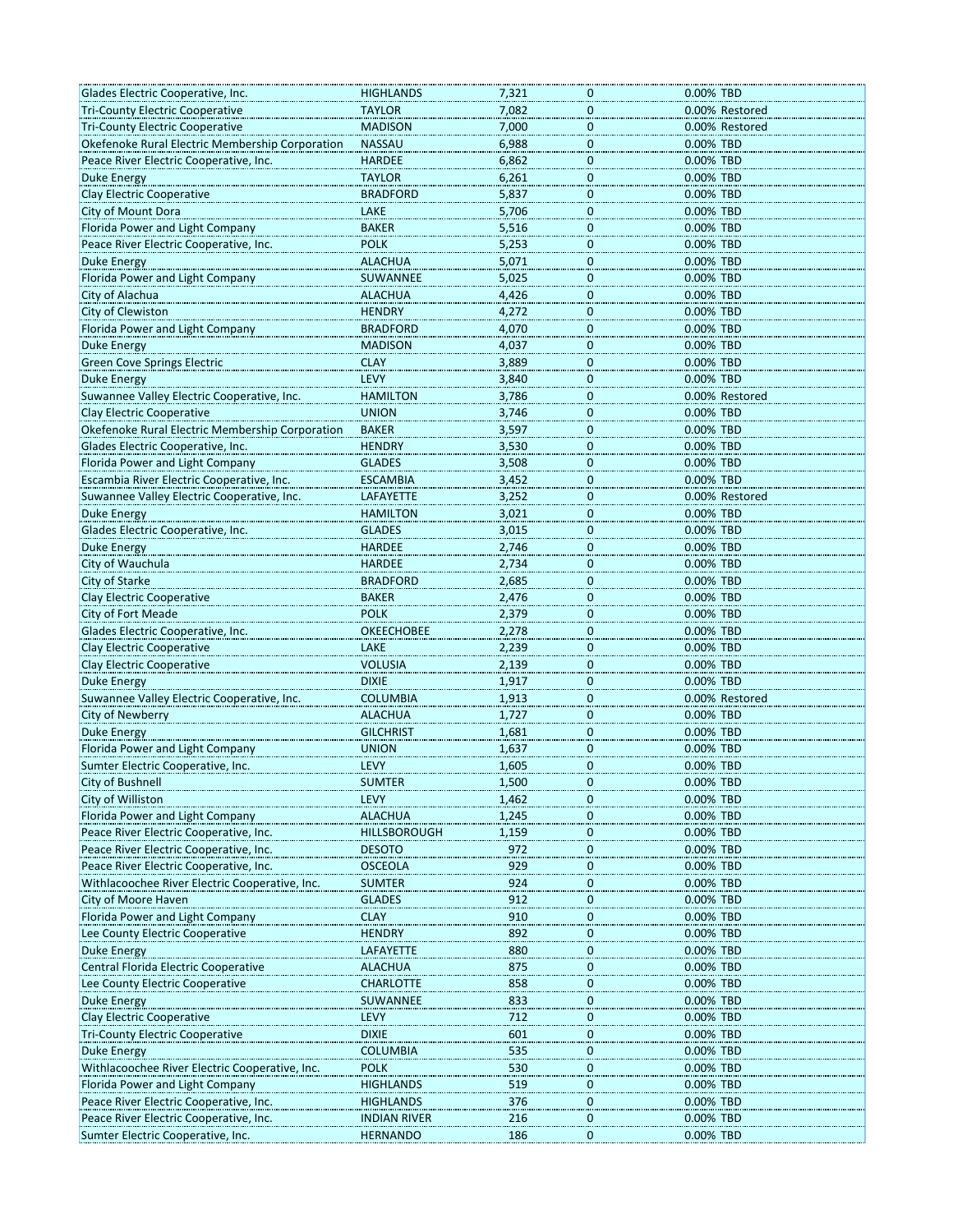| | | | | |
|---|---|---|---|---|
| Glades Electric Cooperative, Inc. | HIGHLANDS | 7,321 | 0 | 0.00% TBD |
| Tri-County Electric Cooperative | TAYLOR | 7,082 | 0 | 0.00% Restored |
| Tri-County Electric Cooperative | MADISON | 7,000 | 0 | 0.00% Restored |
| Okefenoke Rural Electric Membership Corporation | NASSAU | 6,988 | 0 | 0.00% TBD |
| Peace River Electric Cooperative, Inc. | HARDEE | 6,862 | 0 | 0.00% TBD |
| Duke Energy | TAYLOR | 6,261 | 0 | 0.00% TBD |
| Clay Electric Cooperative | BRADFORD | 5,837 | 0 | 0.00% TBD |
| City of Mount Dora | LAKE | 5,706 | 0 | 0.00% TBD |
| Florida Power and Light Company | BAKER | 5,516 | 0 | 0.00% TBD |
| Peace River Electric Cooperative, Inc. | POLK | 5,253 | 0 | 0.00% TBD |
| Duke Energy | ALACHUA | 5,071 | 0 | 0.00% TBD |
| Florida Power and Light Company | SUWANNEE | 5,025 | 0 | 0.00% TBD |
| City of Alachua | ALACHUA | 4,426 | 0 | 0.00% TBD |
| City of Clewiston | HENDRY | 4,272 | 0 | 0.00% TBD |
| Florida Power and Light Company | BRADFORD | 4,070 | 0 | 0.00% TBD |
| Duke Energy | MADISON | 4,037 | 0 | 0.00% TBD |
| Green Cove Springs Electric | CLAY | 3,889 | 0 | 0.00% TBD |
| Duke Energy | LEVY | 3,840 | 0 | 0.00% TBD |
| Suwannee Valley Electric Cooperative, Inc. | HAMILTON | 3,786 | 0 | 0.00% Restored |
| Clay Electric Cooperative | UNION | 3,746 | 0 | 0.00% TBD |
| Okefenoke Rural Electric Membership Corporation | BAKER | 3,597 | 0 | 0.00% TBD |
| Glades Electric Cooperative, Inc. | HENDRY | 3,530 | 0 | 0.00% TBD |
| Florida Power and Light Company | GLADES | 3,508 | 0 | 0.00% TBD |
| Escambia River Electric Cooperative, Inc. | ESCAMBIA | 3,452 | 0 | 0.00% TBD |
| Suwannee Valley Electric Cooperative, Inc. | LAFAYETTE | 3,252 | 0 | 0.00% Restored |
| Duke Energy | HAMILTON | 3,021 | 0 | 0.00% TBD |
| Glades Electric Cooperative, Inc. | GLADES | 3,015 | 0 | 0.00% TBD |
| Duke Energy | HARDEE | 2,746 | 0 | 0.00% TBD |
| City of Wauchula | HARDEE | 2,734 | 0 | 0.00% TBD |
| City of Starke | BRADFORD | 2,685 | 0 | 0.00% TBD |
| Clay Electric Cooperative | BAKER | 2,476 | 0 | 0.00% TBD |
| City of Fort Meade | POLK | 2,379 | 0 | 0.00% TBD |
| Glades Electric Cooperative, Inc. | OKEECHOBEE | 2,278 | 0 | 0.00% TBD |
| Clay Electric Cooperative | LAKE | 2,239 | 0 | 0.00% TBD |
| Clay Electric Cooperative | VOLUSIA | 2,139 | 0 | 0.00% TBD |
| Duke Energy | DIXIE | 1,917 | 0 | 0.00% TBD |
| Suwannee Valley Electric Cooperative, Inc. | COLUMBIA | 1,913 | 0 | 0.00% Restored |
| City of Newberry | ALACHUA | 1,727 | 0 | 0.00% TBD |
| Duke Energy | GILCHRIST | 1,681 | 0 | 0.00% TBD |
| Florida Power and Light Company | UNION | 1,637 | 0 | 0.00% TBD |
| Sumter Electric Cooperative, Inc. | LEVY | 1,605 | 0 | 0.00% TBD |
| City of Bushnell | SUMTER | 1,500 | 0 | 0.00% TBD |
| City of Williston | LEVY | 1,462 | 0 | 0.00% TBD |
| Florida Power and Light Company | ALACHUA | 1,245 | 0 | 0.00% TBD |
| Peace River Electric Cooperative, Inc. | HILLSBOROUGH | 1,159 | 0 | 0.00% TBD |
| Peace River Electric Cooperative, Inc. | DESOTO | 972 | 0 | 0.00% TBD |
| Peace River Electric Cooperative, Inc. | OSCEOLA | 929 | 0 | 0.00% TBD |
| Withlacoochee River Electric Cooperative, Inc. | SUMTER | 924 | 0 | 0.00% TBD |
| City of Moore Haven | GLADES | 912 | 0 | 0.00% TBD |
| Florida Power and Light Company | CLAY | 910 | 0 | 0.00% TBD |
| Lee County Electric Cooperative | HENDRY | 892 | 0 | 0.00% TBD |
| Duke Energy | LAFAYETTE | 880 | 0 | 0.00% TBD |
| Central Florida Electric Cooperative | ALACHUA | 875 | 0 | 0.00% TBD |
| Lee County Electric Cooperative | CHARLOTTE | 858 | 0 | 0.00% TBD |
| Duke Energy | SUWANNEE | 833 | 0 | 0.00% TBD |
| Clay Electric Cooperative | LEVY | 712 | 0 | 0.00% TBD |
| Tri-County Electric Cooperative | DIXIE | 601 | 0 | 0.00% TBD |
| Duke Energy | COLUMBIA | 535 | 0 | 0.00% TBD |
| Withlacoochee River Electric Cooperative, Inc. | POLK | 530 | 0 | 0.00% TBD |
| Florida Power and Light Company | HIGHLANDS | 519 | 0 | 0.00% TBD |
| Peace River Electric Cooperative, Inc. | HIGHLANDS | 376 | 0 | 0.00% TBD |
| Peace River Electric Cooperative, Inc. | INDIAN RIVER | 216 | 0 | 0.00% TBD |
| Sumter Electric Cooperative, Inc. | HERNANDO | 186 | 0 | 0.00% TBD |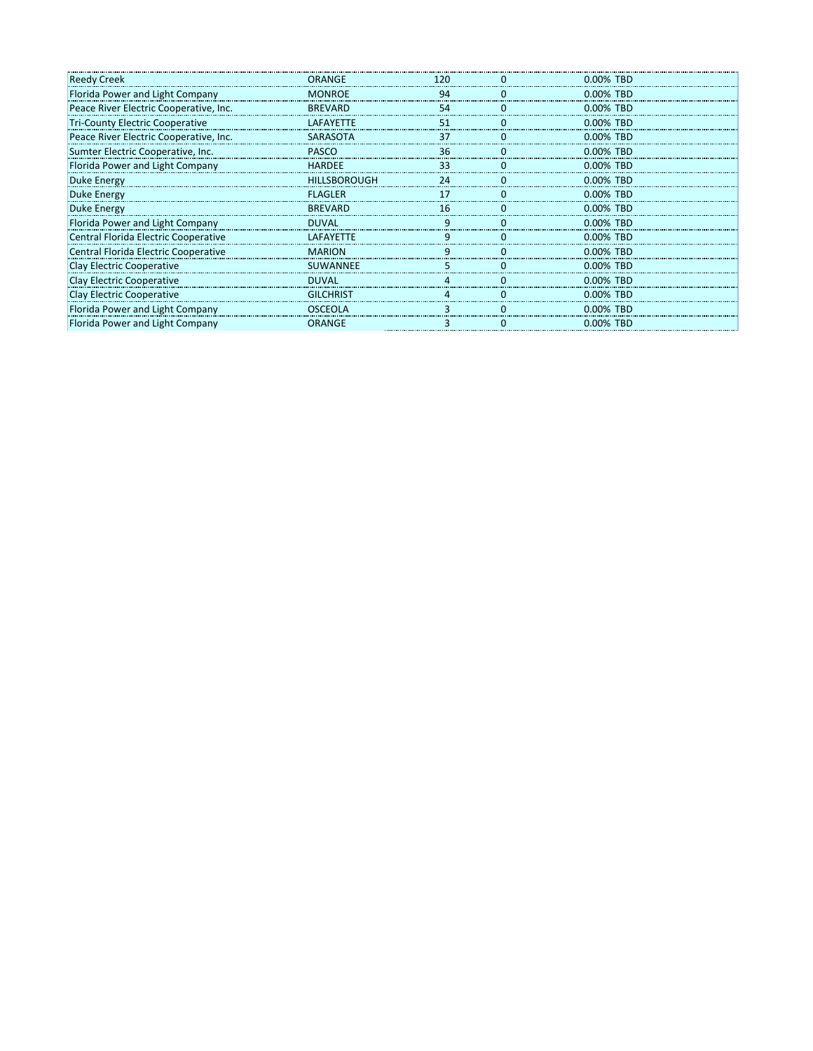| | | | | | |
|---|---|---|---|---|---|
| Reedy Creek | ORANGE | 120 | 0 | 0.00% | TBD |
| Florida Power and Light Company | MONROE | 94 | 0 | 0.00% | TBD |
| Peace River Electric Cooperative, Inc. | BREVARD | 54 | 0 | 0.00% | TBD |
| Tri-County Electric Cooperative | LAFAYETTE | 51 | 0 | 0.00% | TBD |
| Peace River Electric Cooperative, Inc. | SARASOTA | 37 | 0 | 0.00% | TBD |
| Sumter Electric Cooperative, Inc. | PASCO | 36 | 0 | 0.00% | TBD |
| Florida Power and Light Company | HARDEE | 33 | 0 | 0.00% | TBD |
| Duke Energy | HILLSBOROUGH | 24 | 0 | 0.00% | TBD |
| Duke Energy | FLAGLER | 17 | 0 | 0.00% | TBD |
| Duke Energy | BREVARD | 16 | 0 | 0.00% | TBD |
| Florida Power and Light Company | DUVAL | 9 | 0 | 0.00% | TBD |
| Central Florida Electric Cooperative | LAFAYETTE | 9 | 0 | 0.00% | TBD |
| Central Florida Electric Cooperative | MARION | 9 | 0 | 0.00% | TBD |
| Clay Electric Cooperative | SUWANNEE | 5 | 0 | 0.00% | TBD |
| Clay Electric Cooperative | DUVAL | 4 | 0 | 0.00% | TBD |
| Clay Electric Cooperative | GILCHRIST | 4 | 0 | 0.00% | TBD |
| Florida Power and Light Company | OSCEOLA | 3 | 0 | 0.00% | TBD |
| Florida Power and Light Company | ORANGE | 3 | 0 | 0.00% | TBD |